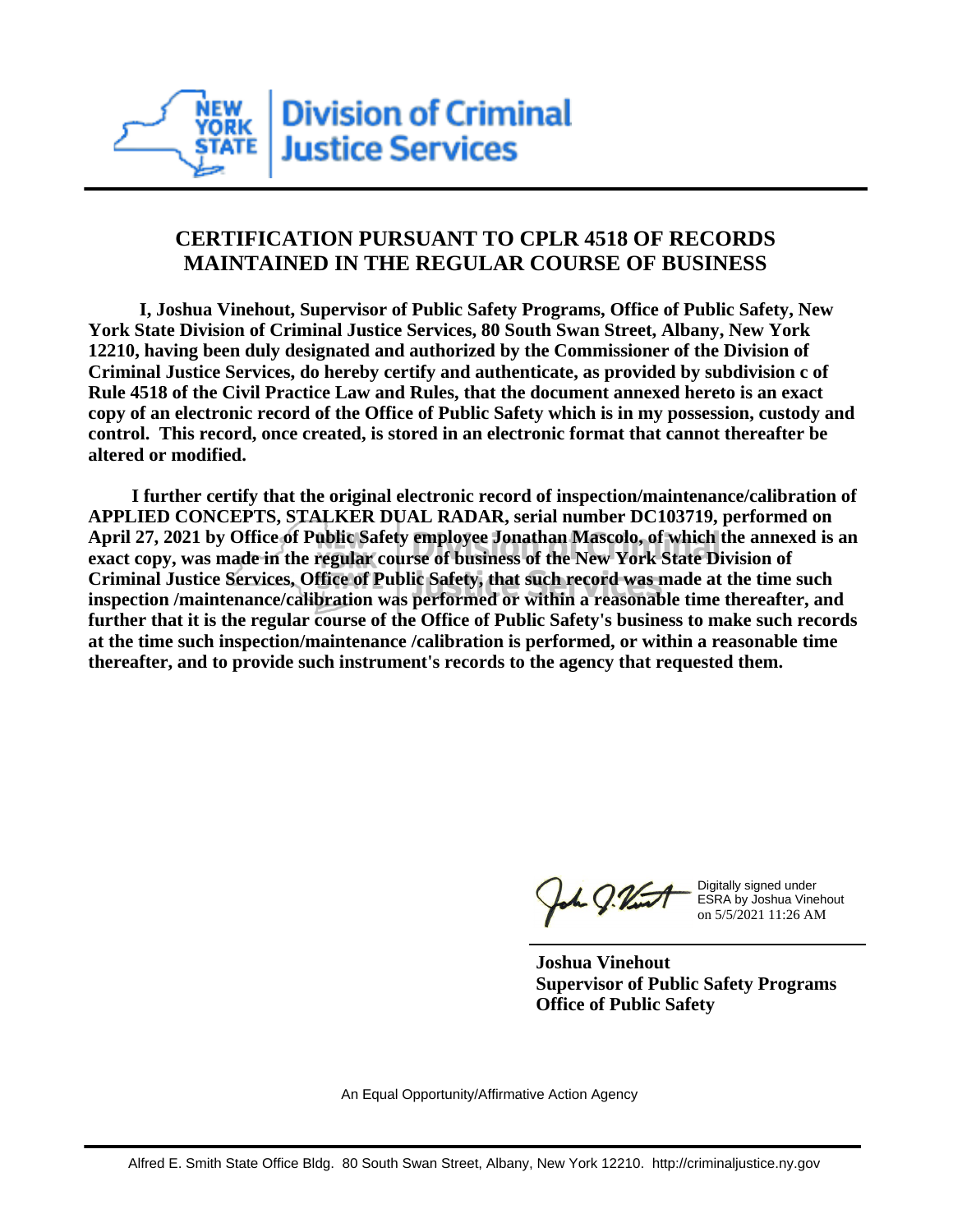**Division of Criminal Justice Services**

## CERTIFICATION PURSUANT TO CPLR 4518 OF RECORDS MAINTAINED IN THE REGULAR COURSE OF BUSINESS

**I, Joshua Vinehout, Supervisor of Public Safety Programs, Office of Public Safety, New York State Division of Criminal Justice Services, 80 South Swan Street, Albany, New York 12210, having been duly designated and authorized by the Commissioner of the Division of Criminal Justice Services, do hereby certify and authenticate, as provided by subdivision c of Rule 4518 of the Civil Practice Law and Rules, that the document annexed hereto is an exact copy of an electronic record of the Office of Public Safety which is in my possession, custody and control. This record, once created, is stored in an electronic format that cannot thereafter be altered or modified.**

**I further certify that the original electronic record of inspection/maintenance/calibration of APPLIED CONCEPTS, STALKER DUAL RADAR, serial number DC103719, performed on April 27, 2021 by Office of Public Safety employee Jonathan Mascolo, of which the annexed is an exact copy, was made in the regular course of business of the New York State Division of Criminal Justice Services, Office of Public Safety, that such record was made at the time such inspection /maintenance/calibration was performed or within a reasonable time thereafter, and further that it is the regular course of the Office of Public Safety's business to make such records at the time such inspection/maintenance /calibration is performed, or within a reasonable time thereafter, and to provide such instrument's records to the agency that requested them.**

Digitally signed under ESRA by Joshua Vinehout on 5/5/2021 11:26 AM

**Joshua Vinehout**
**Supervisor of Public Safety Programs**
**Office of Public Safety**

An Equal Opportunity/Affirmative Action Agency

Alfred E. Smith State Office Bldg. 80 South Swan Street, Albany, New York 12210. http://criminaljustice.ny.gov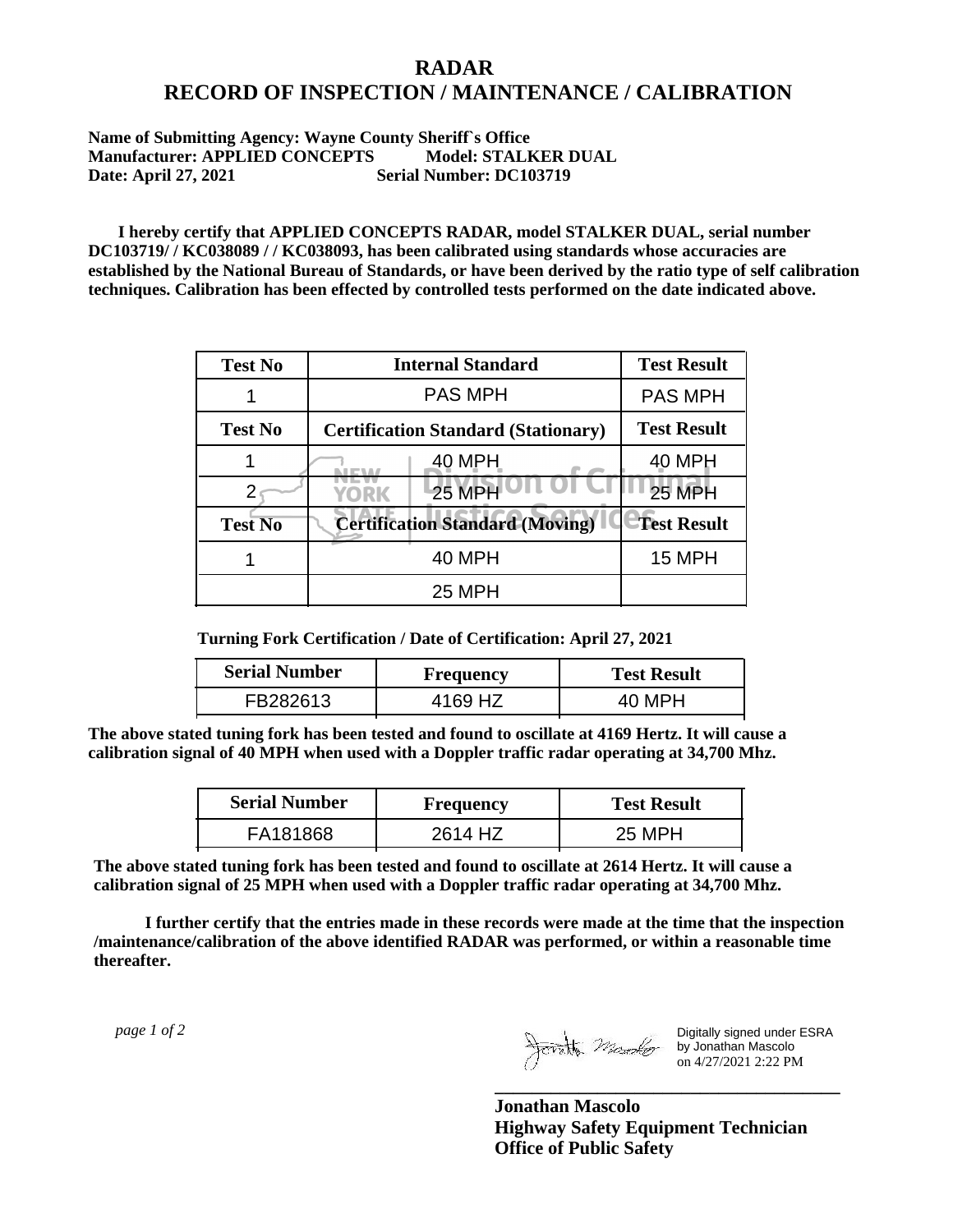# RADAR
# RECORD OF INSPECTION / MAINTENANCE / CALIBRATION

**Name of Submitting Agency: Wayne County Sheriff`s Office**
**Manufacturer: APPLIED CONCEPTS Model: STALKER DUAL**
**Date: April 27, 2021 Serial Number: DC103719**

**I hereby certify that APPLIED CONCEPTS RADAR, model STALKER DUAL, serial number DC103719/ / KC038089 / / KC038093, has been calibrated using standards whose accuracies are established by the National Bureau of Standards, or have been derived by the ratio type of self calibration techniques. Calibration has been effected by controlled tests performed on the date indicated above.**

| Test No | Internal Standard | Test Result |
|---|---|---|
| 1 | PAS MPH | PAS MPH |
| **Test No** | **Certification Standard (Stationary)** | **Test Result** |
| 1 | 40 MPH | 40 MPH |
| 2 | 25 MPH | 25 MPH |
| **Test No** | **Certification Standard (Moving)** | **Test Result** |
| 1 | 40 MPH | 15 MPH |
| | 25 MPH | |

**Turning Fork Certification / Date of Certification: April 27, 2021**

| Serial Number | Frequency | Test Result |
|---|---|---|
| FB282613 | 4169 HZ | 40 MPH |

**The above stated tuning fork has been tested and found to oscillate at 4169 Hertz. It will cause a calibration signal of 40 MPH when used with a Doppler traffic radar operating at 34,700 Mhz.**

| Serial Number | Frequency | Test Result |
|---|---|---|
| FA181868 | 2614 HZ | 25 MPH |

**The above stated tuning fork has been tested and found to oscillate at 2614 Hertz. It will cause a calibration signal of 25 MPH when used with a Doppler traffic radar operating at 34,700 Mhz.**

**I further certify that the entries made in these records were made at the time that the inspection /maintenance/calibration of the above identified RADAR was performed, or within a reasonable time thereafter.**

Digitally signed under ESRA by Jonathan Mascolo on 4/27/2021 2:22 PM

**Jonathan Mascolo**
**Highway Safety Equipment Technician**
**Office of Public Safety**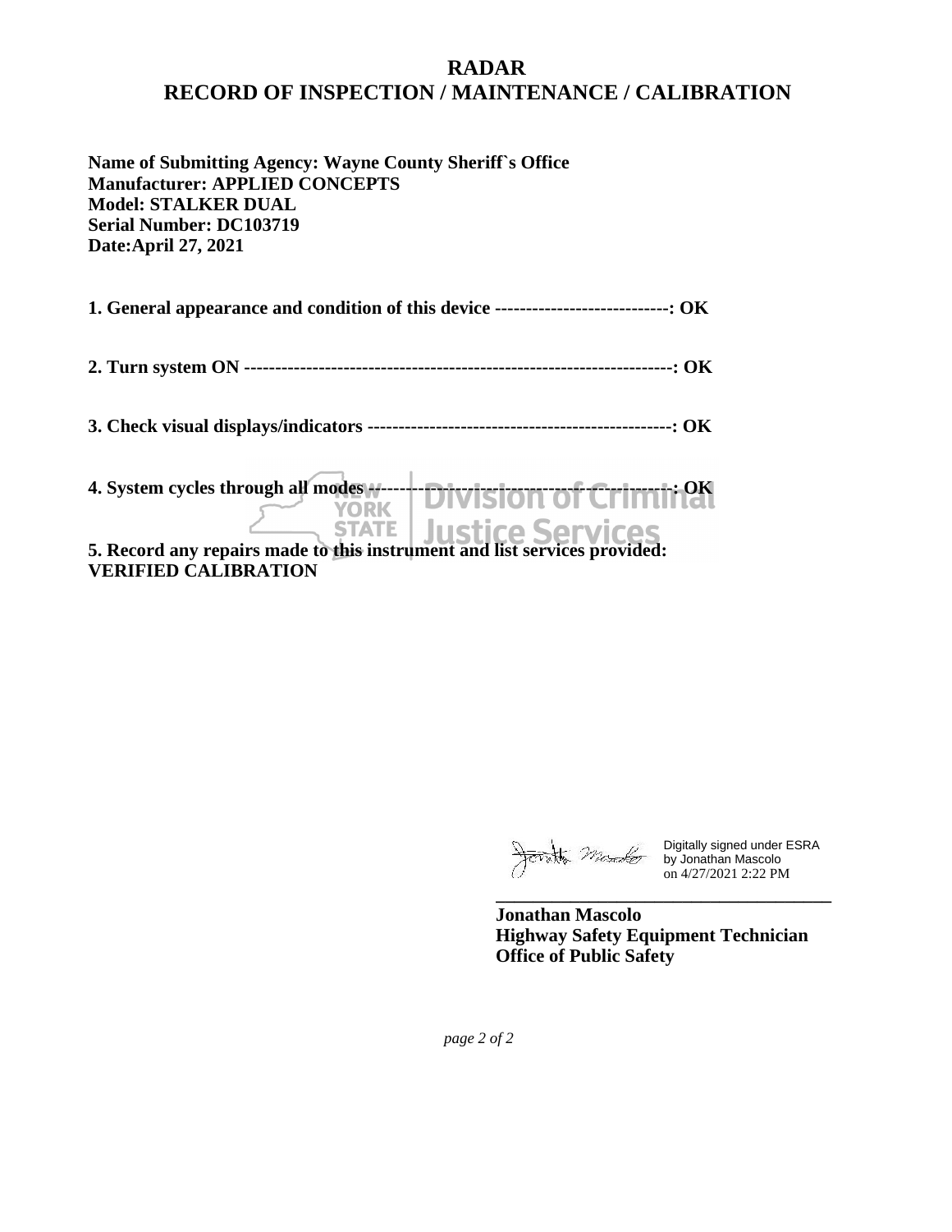# RADAR
# RECORD OF INSPECTION / MAINTENANCE / CALIBRATION

**Name of Submitting Agency: Wayne County Sheriff`s Office**
**Manufacturer: APPLIED CONCEPTS**
**Model: STALKER DUAL**
**Serial Number: DC103719**
**Date:April 27, 2021**

**1. General appearance and condition of this device ----------------------------: OK**

**2. Turn system ON -------------------------------------------------------------------: OK**

**3. Check visual displays/indicators -------------------------------------------------: OK**

**4. System cycles through all modes ------------------------------------------------: OK**

**5. Record any repairs made to this instrument and list services provided:**
**VERIFIED CALIBRATION**

Digitally signed under ESRA by Jonathan Mascolo on 4/27/2021 2:22 PM

**Jonathan Mascolo**
**Highway Safety Equipment Technician**
**Office of Public Safety**